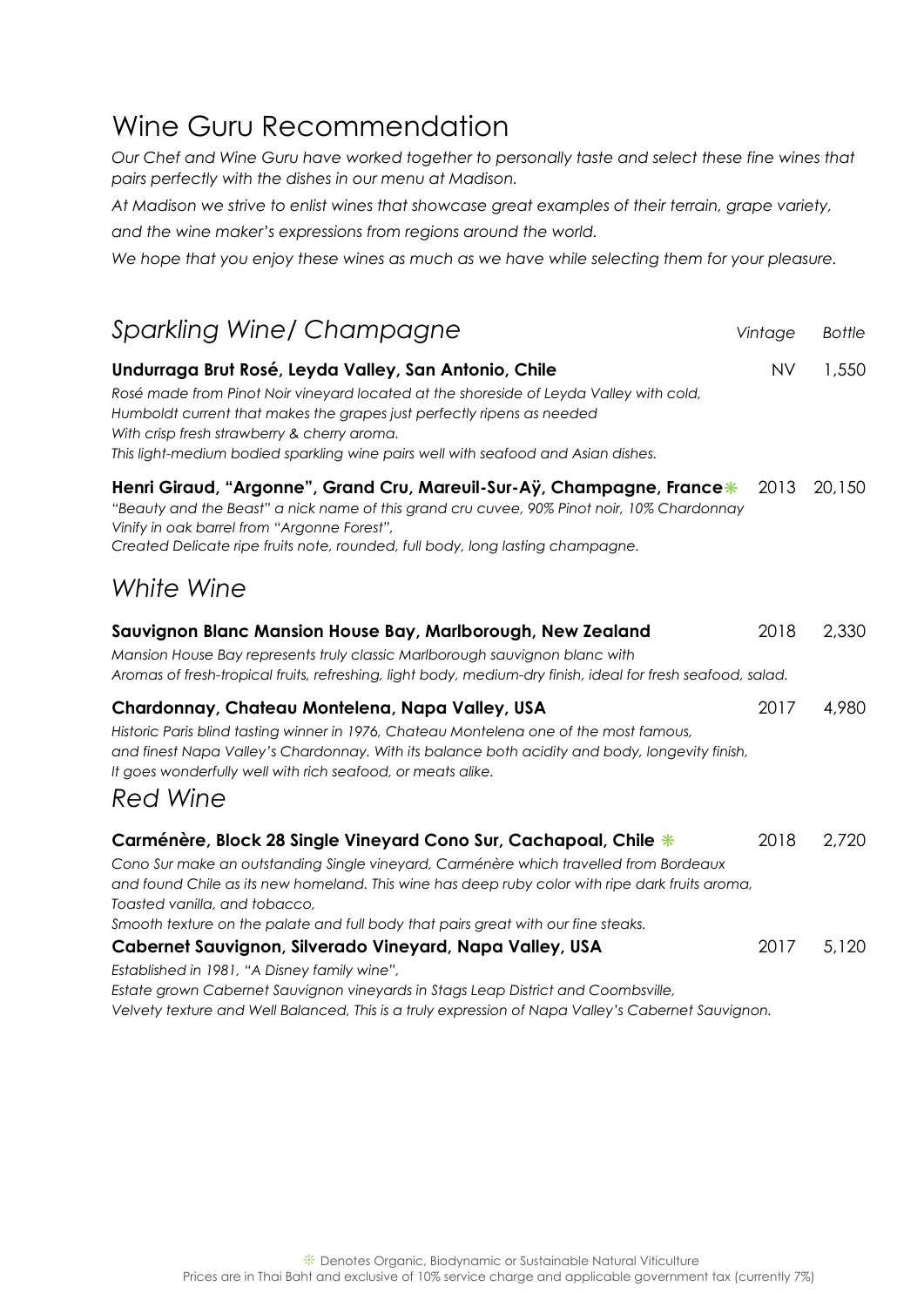# Wine Guru Recommendation

*Our Chef and Wine Guru have worked together to personally taste and select these fine wines that pairs perfectly with the dishes in our menu at Madison.*

*At Madison we strive to enlist wines that showcase great examples of their terrain, grape variety, and the wine maker's expressions from regions around the world.*

*We hope that you enjoy these wines as much as we have while selecting them for your pleasure.*

## *Sparkling Wine/ Champagne*

| | *Vintage* | *Bottle* |
|---|---|---|
| **Undurraga Brut Rosé, Leyda Valley, San Antonio, Chile** | NV | 1,550 |
| **Henri Giraud, "Argonne", Grand Cru, Mareuil-Sur-Aÿ, Champagne, France** ❋ | 2013 | 20,150 |

**Undurraga Brut Rosé, Leyda Valley, San Antonio, Chile** — NV — 1,550

*Rosé made from Pinot Noir vineyard located at the shoreside of Leyda Valley with cold, Humboldt current that makes the grapes just perfectly ripens as needed With crisp fresh strawberry & cherry aroma.*
*This light-medium bodied sparkling wine pairs well with seafood and Asian dishes.*

**Henri Giraud, "Argonne", Grand Cru, Mareuil-Sur-Aÿ, Champagne, France** ❋ — 2013 — 20,150

*"Beauty and the Beast" a nick name of this grand cru cuvee, 90% Pinot noir, 10% Chardonnay Vinify in oak barrel from "Argonne Forest",*
*Created Delicate ripe fruits note, rounded, full body, long lasting champagne.*

## *White Wine*

**Sauvignon Blanc Mansion House Bay, Marlborough, New Zealand** — 2018 — 2,330

*Mansion House Bay represents truly classic Marlborough sauvignon blanc with*
*Aromas of fresh-tropical fruits, refreshing, light body, medium-dry finish, ideal for fresh seafood, salad.*

**Chardonnay, Chateau Montelena, Napa Valley, USA** — 2017 — 4,980

*Historic Paris blind tasting winner in 1976, Chateau Montelena one of the most famous, and finest Napa Valley's Chardonnay. With its balance both acidity and body, longevity finish, It goes wonderfully well with rich seafood, or meats alike.*

## *Red Wine*

**Carménère, Block 28 Single Vineyard Cono Sur, Cachapoal, Chile** ❋ — 2018 — 2,720

*Cono Sur make an outstanding Single vineyard, Carménère which travelled from Bordeaux and found Chile as its new homeland. This wine has deep ruby color with ripe dark fruits aroma, Toasted vanilla, and tobacco,*
*Smooth texture on the palate and full body that pairs great with our fine steaks.*

**Cabernet Sauvignon, Silverado Vineyard, Napa Valley, USA** — 2017 — 5,120

*Established in 1981, "A Disney family wine",*
*Estate grown Cabernet Sauvignon vineyards in Stags Leap District and Coombsville,*
*Velvety texture and Well Balanced, This is a truly expression of Napa Valley's Cabernet Sauvignon.*

❋ Denotes Organic, Biodynamic or Sustainable Natural Viticulture
Prices are in Thai Baht and exclusive of 10% service charge and applicable government tax (currently 7%)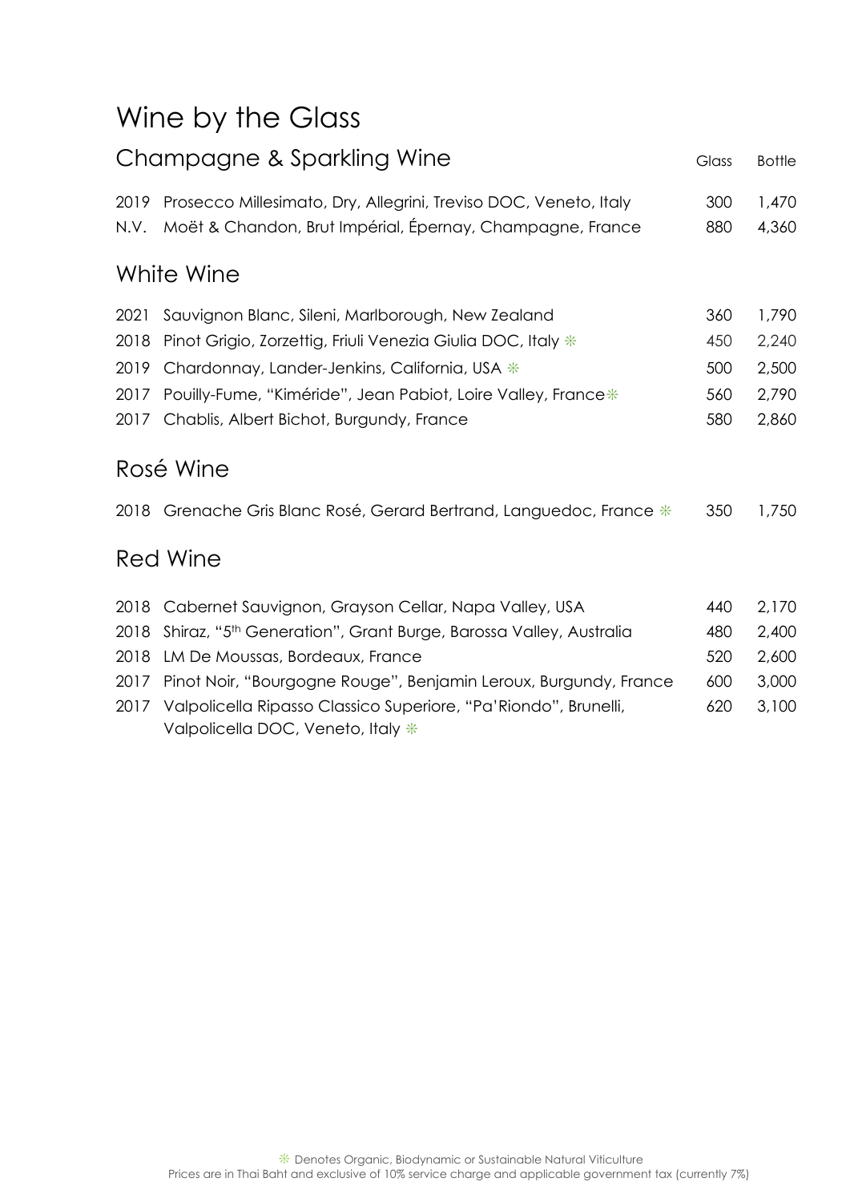# Wine by the Glass

## Champagne & Sparkling Wine

| | | Glass | Bottle |
|---|---|---|---|
| 2019 | Prosecco Millesimato, Dry, Allegrini, Treviso DOC, Veneto, Italy | 300 | 1,470 |
| N.V. | Moët & Chandon, Brut Impérial, Épernay, Champagne, France | 880 | 4,360 |

## White Wine

| | | Glass | Bottle |
|---|---|---|---|
| 2021 | Sauvignon Blanc, Sileni, Marlborough, New Zealand | 360 | 1,790 |
| 2018 | Pinot Grigio, Zorzettig, Friuli Venezia Giulia DOC, Italy ❊ | 450 | 2,240 |
| 2019 | Chardonnay, Lander-Jenkins, California, USA ❊ | 500 | 2,500 |
| 2017 | Pouilly-Fume, "Kiméride", Jean Pabiot, Loire Valley, France ❊ | 560 | 2,790 |
| 2017 | Chablis, Albert Bichot, Burgundy, France | 580 | 2,860 |

## Rosé Wine

| | | Glass | Bottle |
|---|---|---|---|
| 2018 | Grenache Gris Blanc Rosé, Gerard Bertrand, Languedoc, France ❊ | 350 | 1,750 |

## Red Wine

| | | Glass | Bottle |
|---|---|---|---|
| 2018 | Cabernet Sauvignon, Grayson Cellar, Napa Valley, USA | 440 | 2,170 |
| 2018 | Shiraz, "5th Generation", Grant Burge, Barossa Valley, Australia | 480 | 2,400 |
| 2018 | LM De Moussas, Bordeaux, France | 520 | 2,600 |
| 2017 | Pinot Noir, "Bourgogne Rouge", Benjamin Leroux, Burgundy, France | 600 | 3,000 |
| 2017 | Valpolicella Ripasso Classico Superiore, "Pa'Riondo", Brunelli, Valpolicella DOC, Veneto, Italy ❊ | 620 | 3,100 |

❊ Denotes Organic, Biodynamic or Sustainable Natural Viticulture

Prices are in Thai Baht and exclusive of 10% service charge and applicable government tax (currently 7%)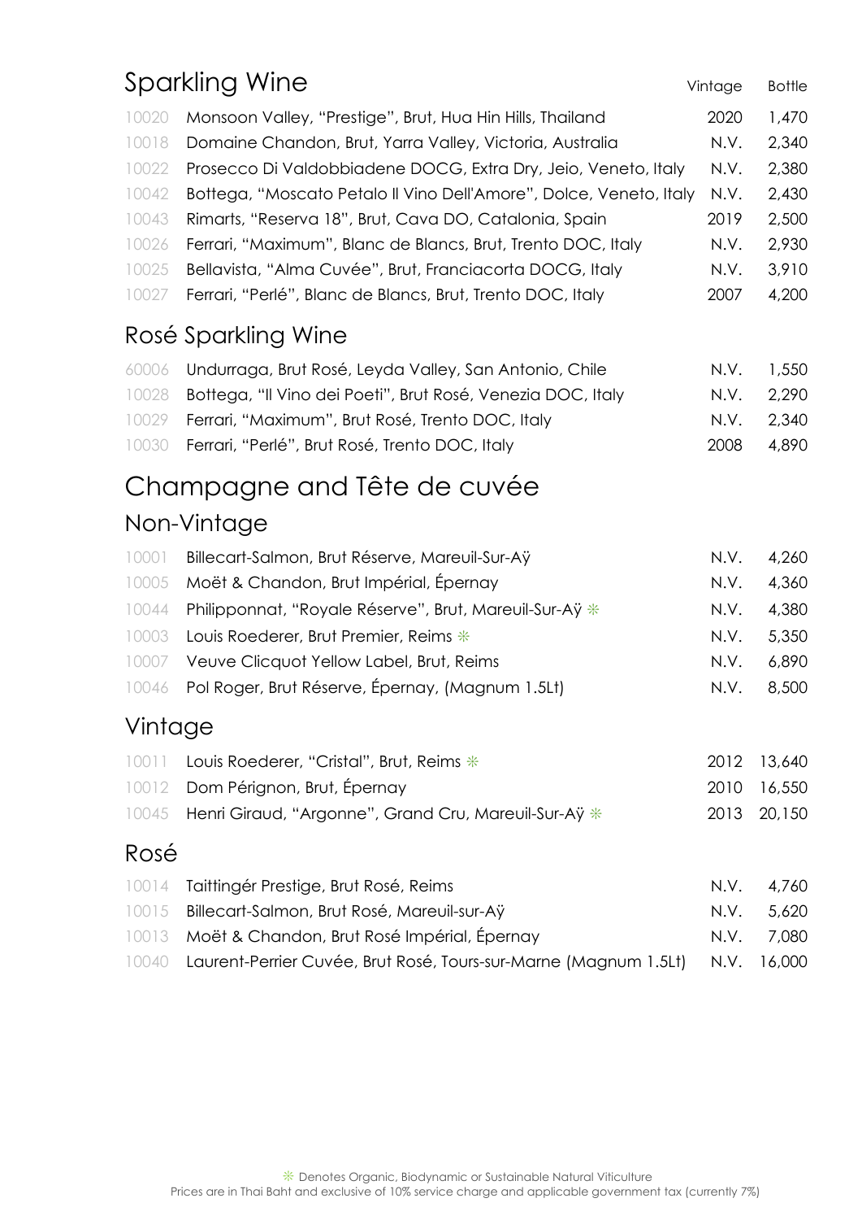## Sparkling Wine

| | | Vintage | Bottle |
|---|---|---|---|
| 10020 | Monsoon Valley, "Prestige", Brut, Hua Hin Hills, Thailand | 2020 | 1,470 |
| 10018 | Domaine Chandon, Brut, Yarra Valley, Victoria, Australia | N.V. | 2,340 |
| 10022 | Prosecco Di Valdobbiadene DOCG, Extra Dry, Jeio, Veneto, Italy | N.V. | 2,380 |
| 10042 | Bottega, "Moscato Petalo Il Vino Dell'Amore", Dolce, Veneto, Italy | N.V. | 2,430 |
| 10043 | Rimarts, "Reserva 18", Brut, Cava DO, Catalonia, Spain | 2019 | 2,500 |
| 10026 | Ferrari, "Maximum", Blanc de Blancs, Brut, Trento DOC, Italy | N.V. | 2,930 |
| 10025 | Bellavista, "Alma Cuvée", Brut, Franciacorta DOCG, Italy | N.V. | 3,910 |
| 10027 | Ferrari, "Perlé", Blanc de Blancs, Brut, Trento DOC, Italy | 2007 | 4,200 |

## Rosé Sparkling Wine

| | | | |
|---|---|---|---|
| 60006 | Undurraga, Brut Rosé, Leyda Valley, San Antonio, Chile | N.V. | 1,550 |
| 10028 | Bottega, "Il Vino dei Poeti", Brut Rosé, Venezia DOC, Italy | N.V. | 2,290 |
| 10029 | Ferrari, "Maximum", Brut Rosé, Trento DOC, Italy | N.V. | 2,340 |
| 10030 | Ferrari, "Perlé", Brut Rosé, Trento DOC, Italy | 2008 | 4,890 |

# Champagne and Tête de cuvée

## Non-Vintage

| | | | |
|---|---|---|---|
| 10001 | Billecart-Salmon, Brut Réserve, Mareuil-Sur-Aÿ | N.V. | 4,260 |
| 10005 | Moët & Chandon, Brut Impérial, Épernay | N.V. | 4,360 |
| 10044 | Philipponnat, "Royale Réserve", Brut, Mareuil-Sur-Aÿ ❋ | N.V. | 4,380 |
| 10003 | Louis Roederer, Brut Premier, Reims ❋ | N.V. | 5,350 |
| 10007 | Veuve Clicquot Yellow Label, Brut, Reims | N.V. | 6,890 |
| 10046 | Pol Roger, Brut Réserve, Épernay, (Magnum 1.5Lt) | N.V. | 8,500 |

## Vintage

| | | | |
|---|---|---|---|
| 10011 | Louis Roederer, "Cristal", Brut, Reims ❋ | 2012 | 13,640 |
| 10012 | Dom Pérignon, Brut, Épernay | 2010 | 16,550 |
| 10045 | Henri Giraud, "Argonne", Grand Cru, Mareuil-Sur-Aÿ ❋ | 2013 | 20,150 |

## Rosé

| | | | |
|---|---|---|---|
| 10014 | Taittingér Prestige, Brut Rosé, Reims | N.V. | 4,760 |
| 10015 | Billecart-Salmon, Brut Rosé, Mareuil-sur-Aÿ | N.V. | 5,620 |
| 10013 | Moët & Chandon, Brut Rosé Impérial, Épernay | N.V. | 7,080 |
| 10040 | Laurent-Perrier Cuvée, Brut Rosé, Tours-sur-Marne (Magnum 1.5Lt) | N.V. | 16,000 |

❋ Denotes Organic, Biodynamic or Sustainable Natural Viticulture

Prices are in Thai Baht and exclusive of 10% service charge and applicable government tax (currently 7%)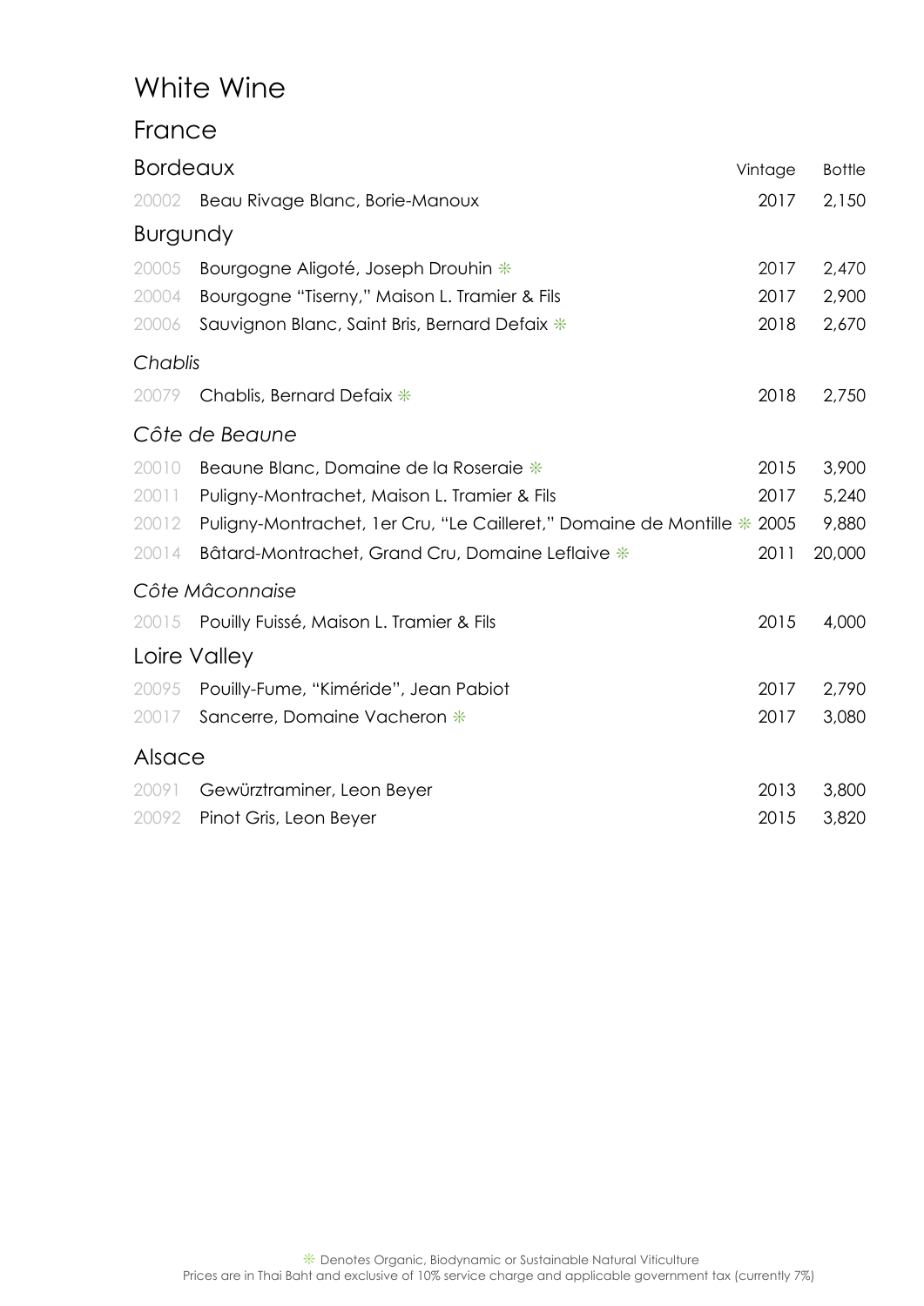# White Wine

## France

### Bordeaux

| | | Vintage | Bottle |
|---|---|---|---|
| 20002 | Beau Rivage Blanc, Borie-Manoux | 2017 | 2,150 |

### Burgundy

| | | Vintage | Bottle |
|---|---|---|---|
| 20005 | Bourgogne Aligoté, Joseph Drouhin ❊ | 2017 | 2,470 |
| 20004 | Bourgogne "Tiserny," Maison L. Tramier & Fils | 2017 | 2,900 |
| 20006 | Sauvignon Blanc, Saint Bris, Bernard Defaix ❊ | 2018 | 2,670 |

*Chablis*

| | | Vintage | Bottle |
|---|---|---|---|
| 20079 | Chablis, Bernard Defaix ❊ | 2018 | 2,750 |

*Côte de Beaune*

| | | Vintage | Bottle |
|---|---|---|---|
| 20010 | Beaune Blanc, Domaine de la Roseraie ❊ | 2015 | 3,900 |
| 20011 | Puligny-Montrachet, Maison L. Tramier & Fils | 2017 | 5,240 |
| 20012 | Puligny-Montrachet, 1er Cru, "Le Cailleret," Domaine de Montille ❊ | 2005 | 9,880 |
| 20014 | Bâtard-Montrachet, Grand Cru, Domaine Leflaive ❊ | 2011 | 20,000 |

*Côte Mâconnaise*

| | | Vintage | Bottle |
|---|---|---|---|
| 20015 | Pouilly Fuissé, Maison L. Tramier & Fils | 2015 | 4,000 |

### Loire Valley

| | | Vintage | Bottle |
|---|---|---|---|
| 20095 | Pouilly-Fume, "Kiméride", Jean Pabiot | 2017 | 2,790 |
| 20017 | Sancerre, Domaine Vacheron ❊ | 2017 | 3,080 |

### Alsace

| | | Vintage | Bottle |
|---|---|---|---|
| 20091 | Gewürztraminer, Leon Beyer | 2013 | 3,800 |
| 20092 | Pinot Gris, Leon Beyer | 2015 | 3,820 |

❊ Denotes Organic, Biodynamic or Sustainable Natural Viticulture

Prices are in Thai Baht and exclusive of 10% service charge and applicable government tax (currently 7%)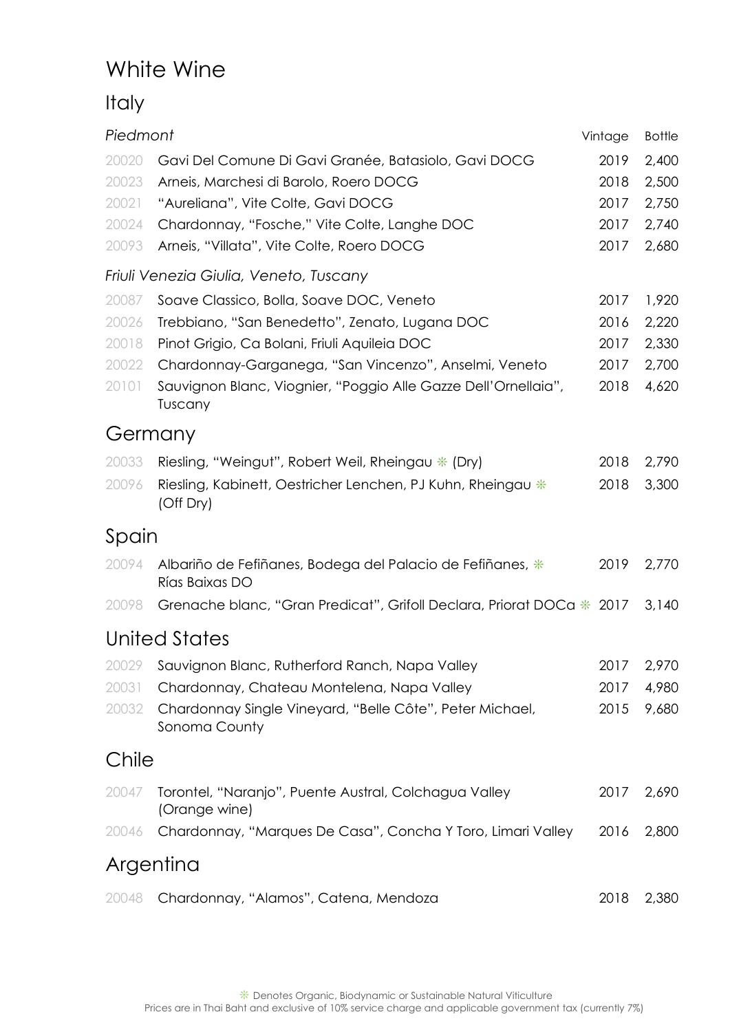# White Wine

## Italy

| *Piedmont* | | Vintage | Bottle |
|---|---|---|---|
| 20020 | Gavi Del Comune Di Gavi Granée, Batasiolo, Gavi DOCG | 2019 | 2,400 |
| 20023 | Arneis, Marchesi di Barolo, Roero DOCG | 2018 | 2,500 |
| 20021 | "Aureliana", Vite Colte, Gavi DOCG | 2017 | 2,750 |
| 20024 | Chardonnay, "Fosche," Vite Colte, Langhe DOC | 2017 | 2,740 |
| 20093 | Arneis, "Villata", Vite Colte, Roero DOCG | 2017 | 2,680 |

*Friuli Venezia Giulia, Veneto, Tuscany*

| | | | |
|---|---|---|---|
| 20087 | Soave Classico, Bolla, Soave DOC, Veneto | 2017 | 1,920 |
| 20026 | Trebbiano, "San Benedetto", Zenato, Lugana DOC | 2016 | 2,220 |
| 20018 | Pinot Grigio, Ca Bolani, Friuli Aquileia DOC | 2017 | 2,330 |
| 20022 | Chardonnay-Garganega, "San Vincenzo", Anselmi, Veneto | 2017 | 2,700 |
| 20101 | Sauvignon Blanc, Viognier, "Poggio Alle Gazze Dell'Ornellaia", Tuscany | 2018 | 4,620 |

## Germany

| | | | |
|---|---|---|---|
| 20033 | Riesling, "Weingut", Robert Weil, Rheingau ❊ (Dry) | 2018 | 2,790 |
| 20096 | Riesling, Kabinett, Oestricher Lenchen, PJ Kuhn, Rheingau ❊ (Off Dry) | 2018 | 3,300 |

## Spain

| | | | |
|---|---|---|---|
| 20094 | Albariño de Fefiñanes, Bodega del Palacio de Fefiñanes, ❊ Rías Baixas DO | 2019 | 2,770 |
| 20098 | Grenache blanc, "Gran Predicat", Grifoll Declara, Priorat DOCa ❊ | 2017 | 3,140 |

## United States

| | | | |
|---|---|---|---|
| 20029 | Sauvignon Blanc, Rutherford Ranch, Napa Valley | 2017 | 2,970 |
| 20031 | Chardonnay, Chateau Montelena, Napa Valley | 2017 | 4,980 |
| 20032 | Chardonnay Single Vineyard, "Belle Côte", Peter Michael, Sonoma County | 2015 | 9,680 |

## Chile

| | | | |
|---|---|---|---|
| 20047 | Torontel, "Naranjo", Puente Austral, Colchagua Valley (Orange wine) | 2017 | 2,690 |
| 20046 | Chardonnay, "Marques De Casa", Concha Y Toro, Limari Valley | 2016 | 2,800 |

## Argentina

| | | | |
|---|---|---|---|
| 20048 | Chardonnay, "Alamos", Catena, Mendoza | 2018 | 2,380 |

❊ Denotes Organic, Biodynamic or Sustainable Natural Viticulture

Prices are in Thai Baht and exclusive of 10% service charge and applicable government tax (currently 7%)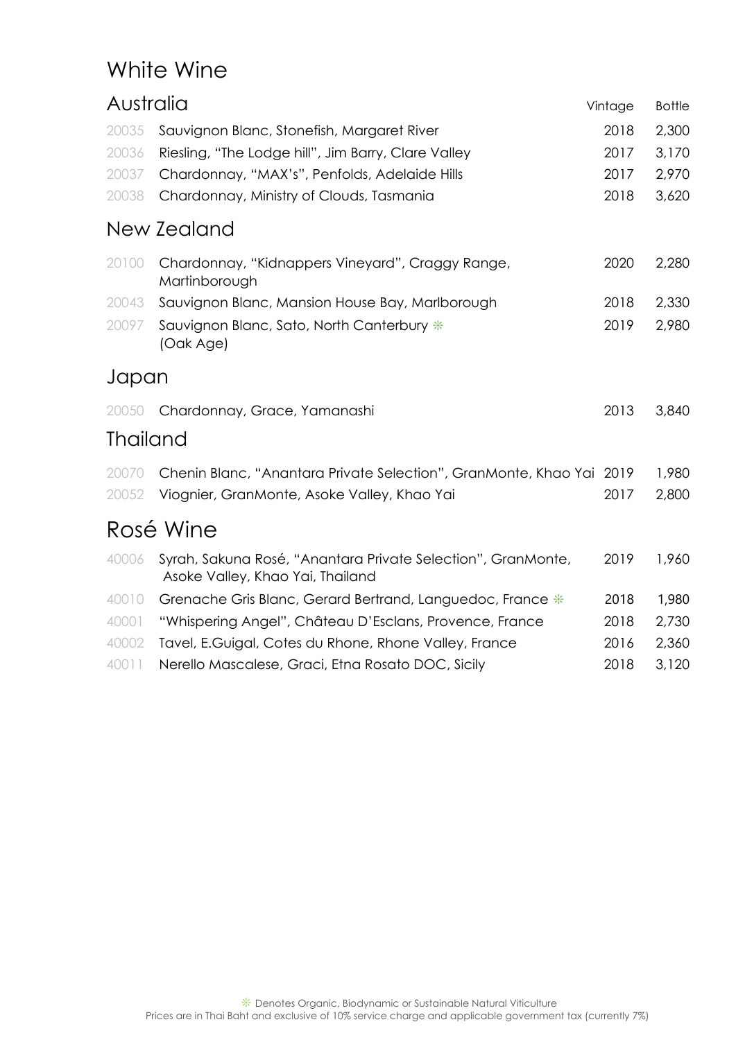# White Wine

## Australia

| | | Vintage | Bottle |
|---|---|---|---|
| 20035 | Sauvignon Blanc, Stonefish, Margaret River | 2018 | 2,300 |
| 20036 | Riesling, "The Lodge hill", Jim Barry, Clare Valley | 2017 | 3,170 |
| 20037 | Chardonnay, "MAX's", Penfolds, Adelaide Hills | 2017 | 2,970 |
| 20038 | Chardonnay, Ministry of Clouds, Tasmania | 2018 | 3,620 |

## New Zealand

| | | Vintage | Bottle |
|---|---|---|---|
| 20100 | Chardonnay, "Kidnappers Vineyard", Craggy Range, Martinborough | 2020 | 2,280 |
| 20043 | Sauvignon Blanc, Mansion House Bay, Marlborough | 2018 | 2,330 |
| 20097 | Sauvignon Blanc, Sato, North Canterbury ❊ (Oak Age) | 2019 | 2,980 |

## Japan

| | | Vintage | Bottle |
|---|---|---|---|
| 20050 | Chardonnay, Grace, Yamanashi | 2013 | 3,840 |

## Thailand

| | | Vintage | Bottle |
|---|---|---|---|
| 20070 | Chenin Blanc, "Anantara Private Selection", GranMonte, Khao Yai | 2019 | 1,980 |
| 20052 | Viognier, GranMonte, Asoke Valley, Khao Yai | 2017 | 2,800 |

# Rosé Wine

| | | Vintage | Bottle |
|---|---|---|---|
| 40006 | Syrah, Sakuna Rosé, "Anantara Private Selection", GranMonte, Asoke Valley, Khao Yai, Thailand | 2019 | 1,960 |
| 40010 | Grenache Gris Blanc, Gerard Bertrand, Languedoc, France ❊ | 2018 | 1,980 |
| 40001 | "Whispering Angel", Château D'Esclans, Provence, France | 2018 | 2,730 |
| 40002 | Tavel, E.Guigal, Cotes du Rhone, Rhone Valley, France | 2016 | 2,360 |
| 40011 | Nerello Mascalese, Graci, Etna Rosato DOC, Sicily | 2018 | 3,120 |

❊ Denotes Organic, Biodynamic or Sustainable Natural Viticulture

Prices are in Thai Baht and exclusive of 10% service charge and applicable government tax (currently 7%)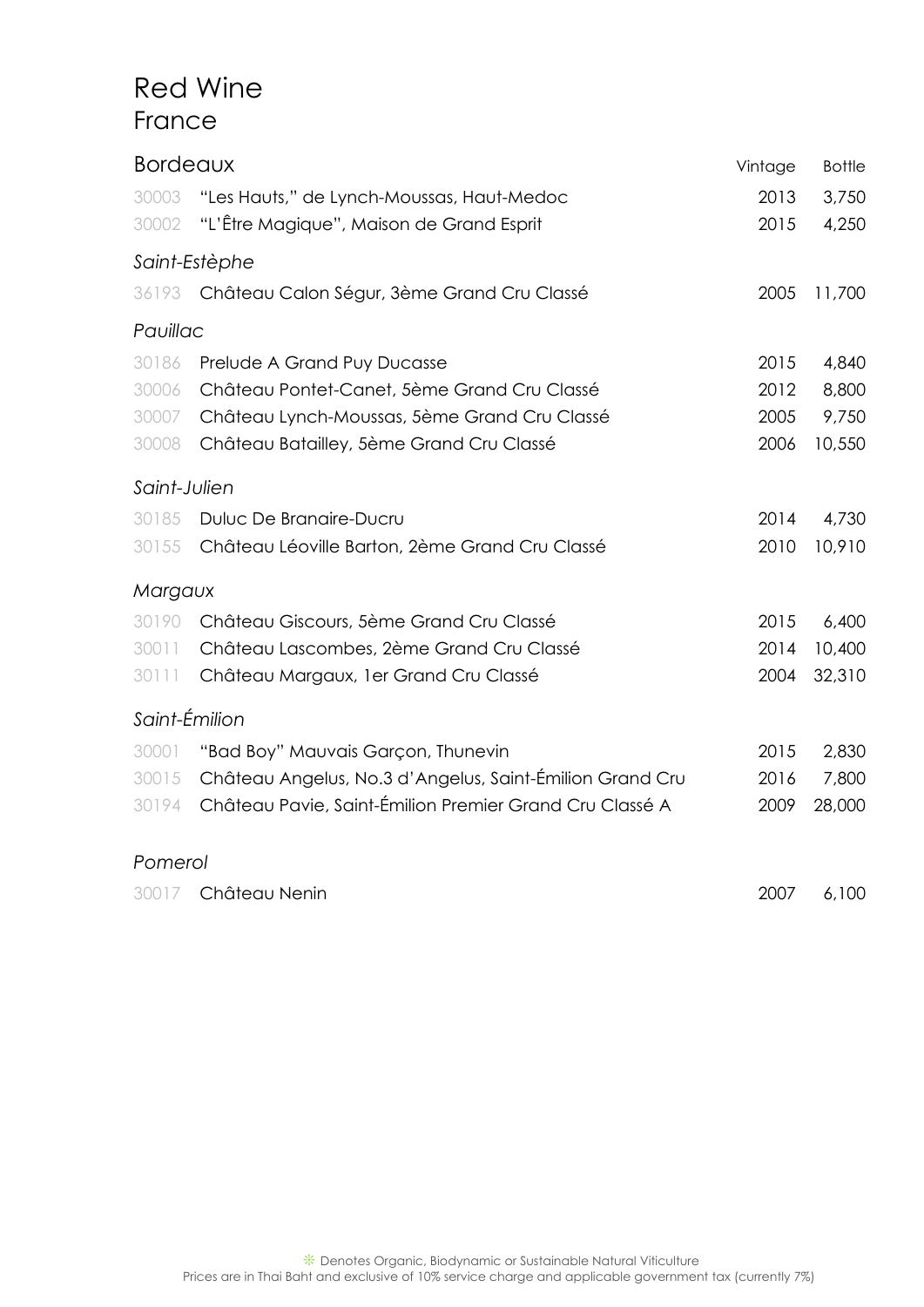# Red Wine

## France

| Bordeaux | | Vintage | Bottle |
|---|---|---|---|
| 30003 | "Les Hauts," de Lynch-Moussas, Haut-Medoc | 2013 | 3,750 |
| 30002 | "L'Être Magique", Maison de Grand Esprit | 2015 | 4,250 |
| *Saint-Estèphe* | | | |
| 36193 | Château Calon Ségur, 3ème Grand Cru Classé | 2005 | 11,700 |
| *Pauillac* | | | |
| 30186 | Prelude A Grand Puy Ducasse | 2015 | 4,840 |
| 30006 | Château Pontet-Canet, 5ème Grand Cru Classé | 2012 | 8,800 |
| 30007 | Château Lynch-Moussas, 5ème Grand Cru Classé | 2005 | 9,750 |
| 30008 | Château Batailley, 5ème Grand Cru Classé | 2006 | 10,550 |
| *Saint-Julien* | | | |
| 30185 | Duluc De Branaire-Ducru | 2014 | 4,730 |
| 30155 | Château Léoville Barton, 2ème Grand Cru Classé | 2010 | 10,910 |
| *Margaux* | | | |
| 30190 | Château Giscours, 5ème Grand Cru Classé | 2015 | 6,400 |
| 30011 | Château Lascombes, 2ème Grand Cru Classé | 2014 | 10,400 |
| 30111 | Château Margaux, 1er Grand Cru Classé | 2004 | 32,310 |
| *Saint-Émilion* | | | |
| 30001 | "Bad Boy" Mauvais Garçon, Thunevin | 2015 | 2,830 |
| 30015 | Château Angelus, No.3 d'Angelus, Saint-Émilion Grand Cru | 2016 | 7,800 |
| 30194 | Château Pavie, Saint-Émilion Premier Grand Cru Classé A | 2009 | 28,000 |
| *Pomerol* | | | |
| 30017 | Château Nenin | 2007 | 6,100 |

❊ Denotes Organic, Biodynamic or Sustainable Natural Viticulture
Prices are in Thai Baht and exclusive of 10% service charge and applicable government tax (currently 7%)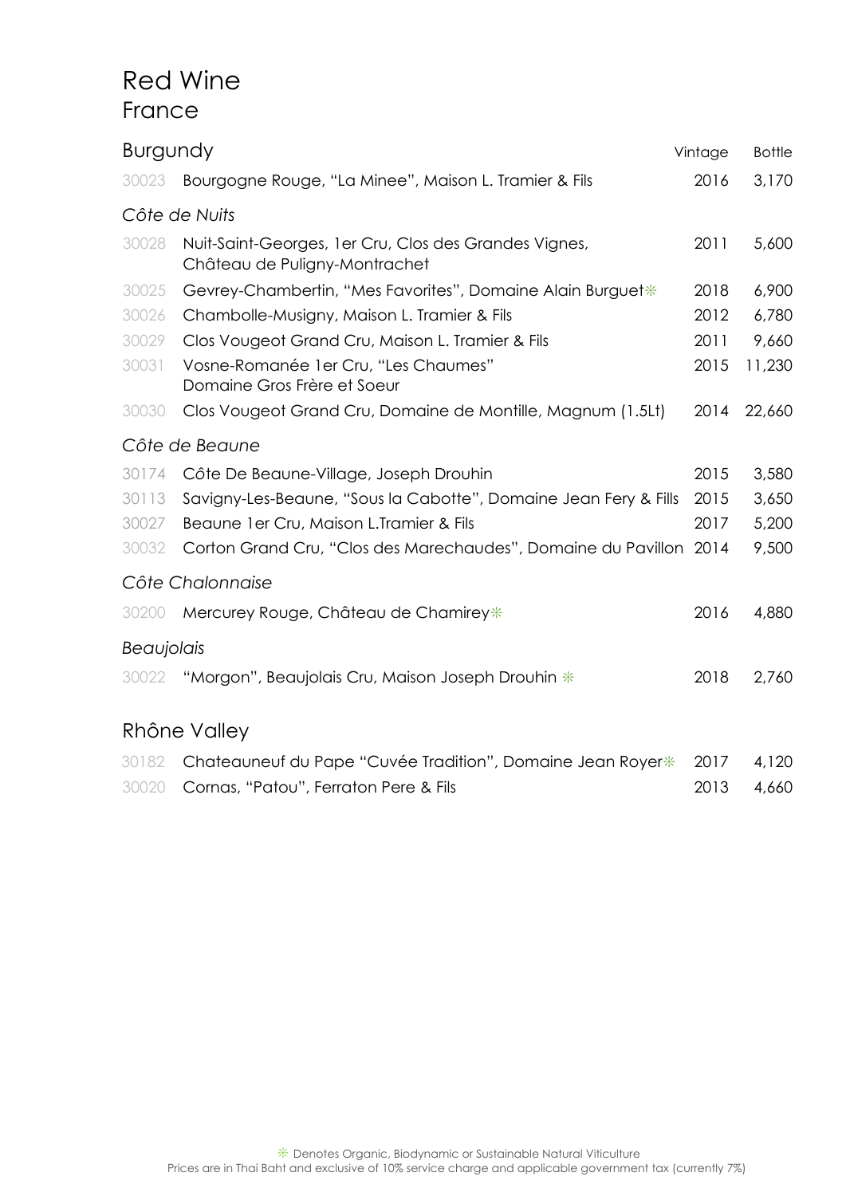# Red Wine

## France

### Burgundy

| | | Vintage | Bottle |
|---|---|---|---|
| 30023 | Bourgogne Rouge, "La Minee", Maison L. Tramier & Fils | 2016 | 3,170 |

*Côte de Nuits*

| | | Vintage | Bottle |
|---|---|---|---|
| 30028 | Nuit-Saint-Georges, 1er Cru, Clos des Grandes Vignes, Château de Puligny-Montrachet | 2011 | 5,600 |
| 30025 | Gevrey-Chambertin, "Mes Favorites", Domaine Alain Burguet❋ | 2018 | 6,900 |
| 30026 | Chambolle-Musigny, Maison L. Tramier & Fils | 2012 | 6,780 |
| 30029 | Clos Vougeot Grand Cru, Maison L. Tramier & Fils | 2011 | 9,660 |
| 30031 | Vosne-Romanée 1er Cru, "Les Chaumes" Domaine Gros Frère et Soeur | 2015 | 11,230 |
| 30030 | Clos Vougeot Grand Cru, Domaine de Montille, Magnum (1.5Lt) | 2014 | 22,660 |

*Côte de Beaune*

| | | Vintage | Bottle |
|---|---|---|---|
| 30174 | Côte De Beaune-Village, Joseph Drouhin | 2015 | 3,580 |
| 30113 | Savigny-Les-Beaune, "Sous la Cabotte", Domaine Jean Fery & Fills | 2015 | 3,650 |
| 30027 | Beaune 1er Cru, Maison L.Tramier & Fils | 2017 | 5,200 |
| 30032 | Corton Grand Cru, "Clos des Marechaudes", Domaine du Pavillon | 2014 | 9,500 |

*Côte Chalonnaise*

| | | Vintage | Bottle |
|---|---|---|---|
| 30200 | Mercurey Rouge, Château de Chamirey❋ | 2016 | 4,880 |

*Beaujolais*

| | | Vintage | Bottle |
|---|---|---|---|
| 30022 | "Morgon", Beaujolais Cru, Maison Joseph Drouhin ❋ | 2018 | 2,760 |

### Rhône Valley

| | | Vintage | Bottle |
|---|---|---|---|
| 30182 | Chateauneuf du Pape "Cuvée Tradition", Domaine Jean Royer❋ | 2017 | 4,120 |
| 30020 | Cornas, "Patou", Ferraton Pere & Fils | 2013 | 4,660 |

❋ Denotes Organic, Biodynamic or Sustainable Natural Viticulture
Prices are in Thai Baht and exclusive of 10% service charge and applicable government tax (currently 7%)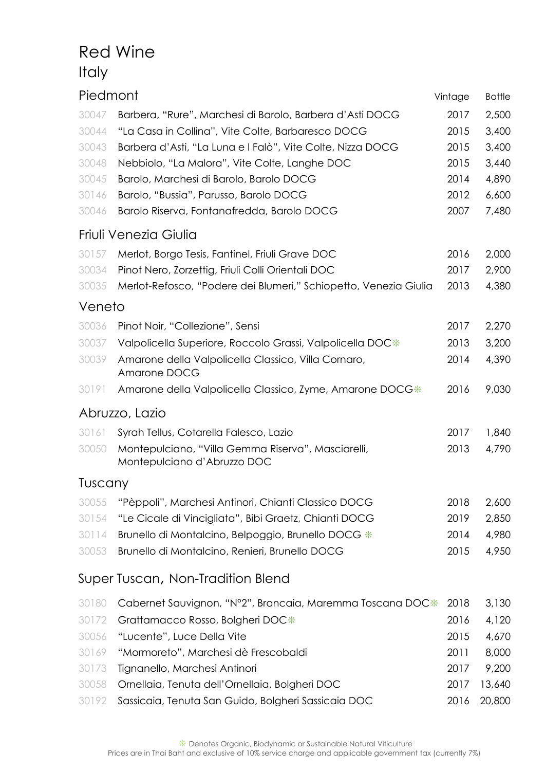# Red Wine

## Italy

### Piedmont

| | | Vintage | Bottle |
|---|---|---|---|
| 30047 | Barbera, "Rure", Marchesi di Barolo, Barbera d'Asti DOCG | 2017 | 2,500 |
| 30044 | "La Casa in Collina", Vite Colte, Barbaresco DOCG | 2015 | 3,400 |
| 30043 | Barbera d'Asti, "La Luna e I Falò", Vite Colte, Nizza DOCG | 2015 | 3,400 |
| 30048 | Nebbiolo, "La Malora", Vite Colte, Langhe DOC | 2015 | 3,440 |
| 30045 | Barolo, Marchesi di Barolo, Barolo DOCG | 2014 | 4,890 |
| 30146 | Barolo, "Bussia", Parusso, Barolo DOCG | 2012 | 6,600 |
| 30046 | Barolo Riserva, Fontanafredda, Barolo DOCG | 2007 | 7,480 |

### Friuli Venezia Giulia

| | | | |
|---|---|---|---|
| 30157 | Merlot, Borgo Tesis, Fantinel, Friuli Grave DOC | 2016 | 2,000 |
| 30034 | Pinot Nero, Zorzettig, Friuli Colli Orientali DOC | 2017 | 2,900 |
| 30035 | Merlot-Refosco, "Podere dei Blumeri," Schiopetto, Venezia Giulia | 2013 | 4,380 |

### Veneto

| | | | |
|---|---|---|---|
| 30036 | Pinot Noir, "Collezione", Sensi | 2017 | 2,270 |
| 30037 | Valpolicella Superiore, Roccolo Grassi, Valpolicella DOC ❈ | 2013 | 3,200 |
| 30039 | Amarone della Valpolicella Classico, Villa Cornaro, Amarone DOCG | 2014 | 4,390 |
| 30191 | Amarone della Valpolicella Classico, Zyme, Amarone DOCG ❈ | 2016 | 9,030 |

### Abruzzo, Lazio

| | | | |
|---|---|---|---|
| 30161 | Syrah Tellus, Cotarella Falesco, Lazio | 2017 | 1,840 |
| 30050 | Montepulciano, "Villa Gemma Riserva", Masciarelli, Montepulciano d'Abruzzo DOC | 2013 | 4,790 |

### Tuscany

| | | | |
|---|---|---|---|
| 30055 | "Pèppoli", Marchesi Antinori, Chianti Classico DOCG | 2018 | 2,600 |
| 30154 | "Le Cicale di Vincigliata", Bibi Graetz, Chianti DOCG | 2019 | 2,850 |
| 30114 | Brunello di Montalcino, Belpoggio, Brunello DOCG ❈ | 2014 | 4,980 |
| 30053 | Brunello di Montalcino, Renieri, Brunello DOCG | 2015 | 4,950 |

### Super Tuscan, Non-Tradition Blend

| | | | |
|---|---|---|---|
| 30180 | Cabernet Sauvignon, "N°2", Brancaia, Maremma Toscana DOC ❈ | 2018 | 3,130 |
| 30172 | Grattamacco Rosso, Bolgheri DOC ❈ | 2016 | 4,120 |
| 30056 | "Lucente", Luce Della Vite | 2015 | 4,670 |
| 30169 | "Mormoreto", Marchesi dè Frescobaldi | 2011 | 8,000 |
| 30173 | Tignanello, Marchesi Antinori | 2017 | 9,200 |
| 30058 | Ornellaia, Tenuta dell'Ornellaia, Bolgheri DOC | 2017 | 13,640 |
| 30192 | Sassicaia, Tenuta San Guido, Bolgheri Sassicaia DOC | 2016 | 20,800 |

❈ Denotes Organic, Biodynamic or Sustainable Natural Viticulture

Prices are in Thai Baht and exclusive of 10% service charge and applicable government tax (currently 7%)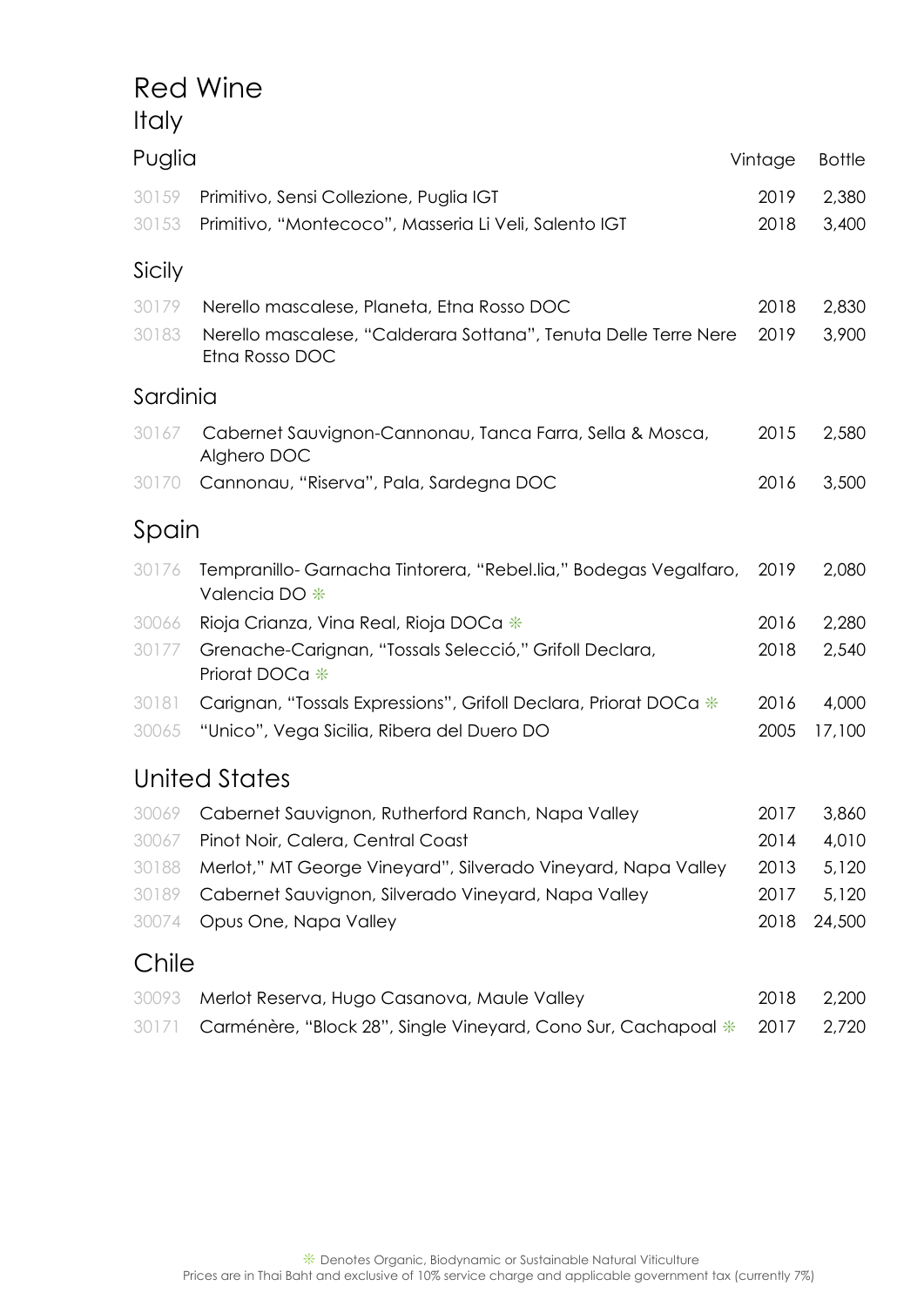# Red Wine

## Italy

### Puglia

| | | Vintage | Bottle |
|---|---|---|---|
| 30159 | Primitivo, Sensi Collezione, Puglia IGT | 2019 | 2,380 |
| 30153 | Primitivo, "Montecoco", Masseria Li Veli, Salento IGT | 2018 | 3,400 |

### Sicily

| | | Vintage | Bottle |
|---|---|---|---|
| 30179 | Nerello mascalese, Planeta, Etna Rosso DOC | 2018 | 2,830 |
| 30183 | Nerello mascalese, "Calderara Sottana", Tenuta Delle Terre Nere Etna Rosso DOC | 2019 | 3,900 |

### Sardinia

| | | Vintage | Bottle |
|---|---|---|---|
| 30167 | Cabernet Sauvignon-Cannonau, Tanca Farra, Sella & Mosca, Alghero DOC | 2015 | 2,580 |
| 30170 | Cannonau, "Riserva", Pala, Sardegna DOC | 2016 | 3,500 |

## Spain

| | | Vintage | Bottle |
|---|---|---|---|
| 30176 | Tempranillo- Garnacha Tintorera, "Rebel.lia," Bodegas Vegalfaro, Valencia DO ❊ | 2019 | 2,080 |
| 30066 | Rioja Crianza, Vina Real, Rioja DOCa ❊ | 2016 | 2,280 |
| 30177 | Grenache-Carignan, "Tossals Selecció," Grifoll Declara, Priorat DOCa ❊ | 2018 | 2,540 |
| 30181 | Carignan, "Tossals Expressions", Grifoll Declara, Priorat DOCa ❊ | 2016 | 4,000 |
| 30065 | "Unico", Vega Sicilia, Ribera del Duero DO | 2005 | 17,100 |

## United States

| | | Vintage | Bottle |
|---|---|---|---|
| 30069 | Cabernet Sauvignon, Rutherford Ranch, Napa Valley | 2017 | 3,860 |
| 30067 | Pinot Noir, Calera, Central Coast | 2014 | 4,010 |
| 30188 | Merlot," MT George Vineyard", Silverado Vineyard, Napa Valley | 2013 | 5,120 |
| 30189 | Cabernet Sauvignon, Silverado Vineyard, Napa Valley | 2017 | 5,120 |
| 30074 | Opus One, Napa Valley | 2018 | 24,500 |

## Chile

| | | Vintage | Bottle |
|---|---|---|---|
| 30093 | Merlot Reserva, Hugo Casanova, Maule Valley | 2018 | 2,200 |
| 30171 | Carménère, "Block 28", Single Vineyard, Cono Sur, Cachapoal ❊ | 2017 | 2,720 |

❊ Denotes Organic, Biodynamic or Sustainable Natural Viticulture

Prices are in Thai Baht and exclusive of 10% service charge and applicable government tax (currently 7%)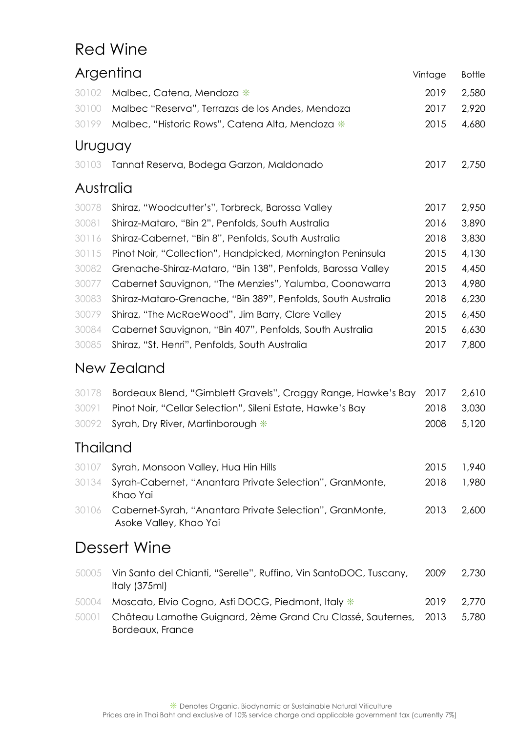# Red Wine

## Argentina

| | | Vintage | Bottle |
|---|---|---|---|
| 30102 | Malbec, Catena, Mendoza ❊ | 2019 | 2,580 |
| 30100 | Malbec "Reserva", Terrazas de los Andes, Mendoza | 2017 | 2,920 |
| 30199 | Malbec, "Historic Rows", Catena Alta, Mendoza ❊ | 2015 | 4,680 |

## Uruguay

| | | | |
|---|---|---|---|
| 30103 | Tannat Reserva, Bodega Garzon, Maldonado | 2017 | 2,750 |

## Australia

| | | | |
|---|---|---|---|
| 30078 | Shiraz, "Woodcutter's", Torbreck, Barossa Valley | 2017 | 2,950 |
| 30081 | Shiraz-Mataro, "Bin 2", Penfolds, South Australia | 2016 | 3,890 |
| 30116 | Shiraz-Cabernet, "Bin 8", Penfolds, South Australia | 2018 | 3,830 |
| 30115 | Pinot Noir, "Collection", Handpicked, Mornington Peninsula | 2015 | 4,130 |
| 30082 | Grenache-Shiraz-Mataro, "Bin 138", Penfolds, Barossa Valley | 2015 | 4,450 |
| 30077 | Cabernet Sauvignon, "The Menzies", Yalumba, Coonawarra | 2013 | 4,980 |
| 30083 | Shiraz-Mataro-Grenache, "Bin 389", Penfolds, South Australia | 2018 | 6,230 |
| 30079 | Shiraz, "The McRaeWood", Jim Barry, Clare Valley | 2015 | 6,450 |
| 30084 | Cabernet Sauvignon, "Bin 407", Penfolds, South Australia | 2015 | 6,630 |
| 30085 | Shiraz, "St. Henri", Penfolds, South Australia | 2017 | 7,800 |

## New Zealand

| | | | |
|---|---|---|---|
| 30178 | Bordeaux Blend, "Gimblett Gravels", Craggy Range, Hawke's Bay | 2017 | 2,610 |
| 30091 | Pinot Noir, "Cellar Selection", Sileni Estate, Hawke's Bay | 2018 | 3,030 |
| 30092 | Syrah, Dry River, Martinborough ❊ | 2008 | 5,120 |

## Thailand

| | | | |
|---|---|---|---|
| 30107 | Syrah, Monsoon Valley, Hua Hin Hills | 2015 | 1,940 |
| 30134 | Syrah-Cabernet, "Anantara Private Selection", GranMonte, Khao Yai | 2018 | 1,980 |
| 30106 | Cabernet-Syrah, "Anantara Private Selection", GranMonte, Asoke Valley, Khao Yai | 2013 | 2,600 |

# Dessert Wine

| | | | |
|---|---|---|---|
| 50005 | Vin Santo del Chianti, "Serelle", Ruffino, Vin SantoDOC, Tuscany, Italy (375ml) | 2009 | 2,730 |
| 50004 | Moscato, Elvio Cogno, Asti DOCG, Piedmont, Italy ❊ | 2019 | 2,770 |
| 50001 | Château Lamothe Guignard, 2ème Grand Cru Classé, Sauternes, Bordeaux, France | 2013 | 5,780 |

❊ Denotes Organic, Biodynamic or Sustainable Natural Viticulture

Prices are in Thai Baht and exclusive of 10% service charge and applicable government tax (currently 7%)